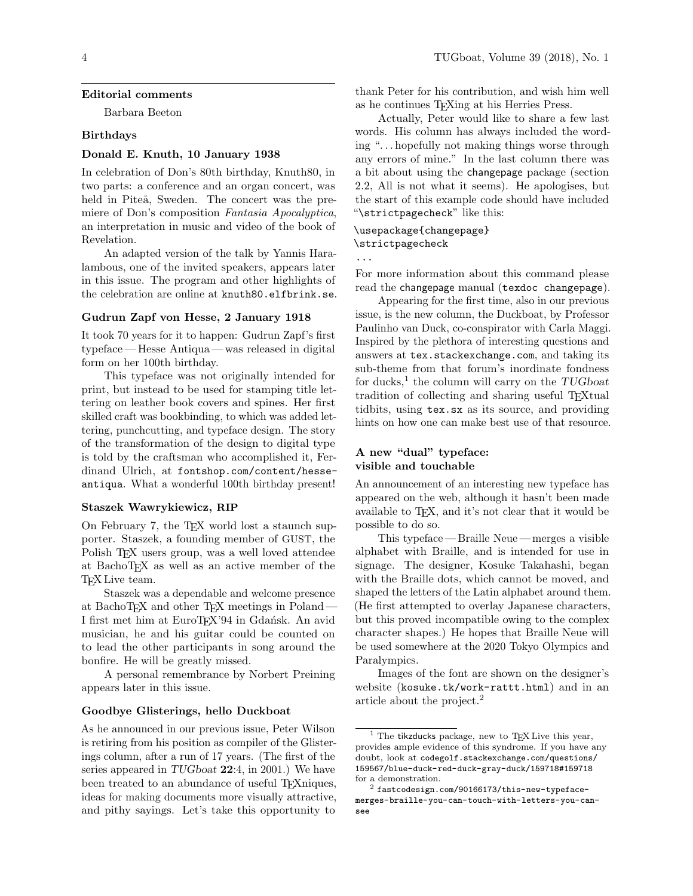## Editorial comments

Barbara Beeton

### Birthdays

### Donald E. Knuth, 10 January 1938

In celebration of Don's 80th birthday, Knuth80, in two parts: a conference and an organ concert, was held in Piteå, Sweden. The concert was the premiere of Don's composition *Fantasia Apocalyptica*, an interpretation in music and video of the book of Revelation.

An adapted version of the talk by Yannis Haralambous, one of the invited speakers, appears later in this issue. The program and other highlights of the celebration are online at `knuth80.elfbrink.se`.

### Gudrun Zapf von Hesse, 2 January 1918

It took 70 years for it to happen: Gudrun Zapf's first typeface — Hesse Antiqua — was released in digital form on her 100th birthday.

This typeface was not originally intended for print, but instead to be used for stamping title lettering on leather book covers and spines. Her first skilled craft was bookbinding, to which was added lettering, punchcutting, and typeface design. The story of the transformation of the design to digital type is told by the craftsman who accomplished it, Ferdinand Ulrich, at `fontshop.com/content/hesse-antiqua`. What a wonderful 100th birthday present!

### Staszek Wawrykiewicz, RIP

On February 7, the TEX world lost a staunch supporter. Staszek, a founding member of GUST, the Polish TEX users group, was a well loved attendee at BachoTEX as well as an active member of the TEX Live team.

Staszek was a dependable and welcome presence at BachoTEX and other TEX meetings in Poland — I first met him at EuroTEX'94 in Gdańsk. An avid musician, he and his guitar could be counted on to lead the other participants in song around the bonfire. He will be greatly missed.

A personal remembrance by Norbert Preining appears later in this issue.

### Goodbye Glisterings, hello Duckboat

As he announced in our previous issue, Peter Wilson is retiring from his position as compiler of the Glisterings column, after a run of 17 years. (The first of the series appeared in *TUGboat* **22**:4, in 2001.) We have been treated to an abundance of useful TEXniques, ideas for making documents more visually attractive, and pithy sayings. Let's take this opportunity to thank Peter for his contribution, and wish him well as he continues TEXing at his Herries Press.

Actually, Peter would like to share a few last words. His column has always included the wording "...hopefully not making things worse through any errors of mine." In the last column there was a bit about using the changepage package (section 2.2, All is not what it seems). He apologises, but the start of this example code should have included "`\strictpagecheck`" like this:

```
\usepackage{changepage}
\strictpagecheck
...
```

For more information about this command please read the changepage manual (`texdoc changepage`).

Appearing for the first time, also in our previous issue, is the new column, the Duckboat, by Professor Paulinho van Duck, co-conspirator with Carla Maggi. Inspired by the plethora of interesting questions and answers at `tex.stackexchange.com`, and taking its sub-theme from that forum's inordinate fondness for ducks,[1] the column will carry on the *TUGboat* tradition of collecting and sharing useful TEXtual tidbits, using `tex.sx` as its source, and providing hints on how one can make best use of that resource.

### A new "dual" typeface: visible and touchable

An announcement of an interesting new typeface has appeared on the web, although it hasn't been made available to TEX, and it's not clear that it would be possible to do so.

This typeface — Braille Neue — merges a visible alphabet with Braille, and is intended for use in signage. The designer, Kosuke Takahashi, began with the Braille dots, which cannot be moved, and shaped the letters of the Latin alphabet around them. (He first attempted to overlay Japanese characters, but this proved incompatible owing to the complex character shapes.) He hopes that Braille Neue will be used somewhere at the 2020 Tokyo Olympics and Paralympics.

Images of the font are shown on the designer's website (`kosuke.tk/work-rattt.html`) and in an article about the project.[2]

---

[1] The tikzducks package, new to TEX Live this year, provides ample evidence of this syndrome. If you have any doubt, look at `codegolf.stackexchange.com/questions/159567/blue-duck-red-duck-gray-duck/159718#159718` for a demonstration.

[2] `fastcodesign.com/90166173/this-new-typeface-merges-braille-you-can-touch-with-letters-you-can-see`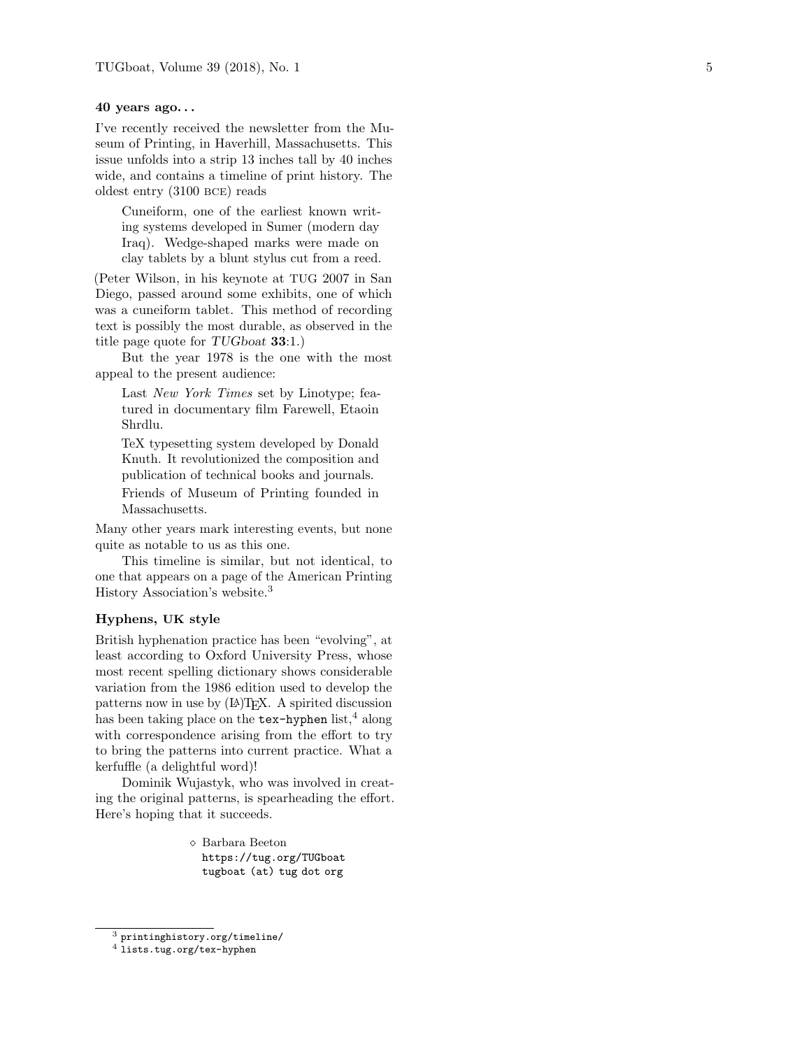### 40 years ago...

I've recently received the newsletter from the Museum of Printing, in Haverhill, Massachusetts. This issue unfolds into a strip 13 inches tall by 40 inches wide, and contains a timeline of print history. The oldest entry (3100 BCE) reads

> Cuneiform, one of the earliest known writing systems developed in Sumer (modern day Iraq). Wedge-shaped marks were made on clay tablets by a blunt stylus cut from a reed.

(Peter Wilson, in his keynote at TUG 2007 in San Diego, passed around some exhibits, one of which was a cuneiform tablet. This method of recording text is possibly the most durable, as observed in the title page quote for *TUGboat* **33**:1.)

But the year 1978 is the one with the most appeal to the present audience:

> Last *New York Times* set by Linotype; featured in documentary film Farewell, Etaoin Shrdlu.
>
> TeX typesetting system developed by Donald Knuth. It revolutionized the composition and publication of technical books and journals.
>
> Friends of Museum of Printing founded in Massachusetts.

Many other years mark interesting events, but none quite as notable to us as this one.

This timeline is similar, but not identical, to one that appears on a page of the American Printing History Association's website.[3]

### Hyphens, UK style

British hyphenation practice has been "evolving", at least according to Oxford University Press, whose most recent spelling dictionary shows considerable variation from the 1986 edition used to develop the patterns now in use by (LA)TEX. A spirited discussion has been taking place on the `tex-hyphen` list,[4] along with correspondence arising from the effort to try to bring the patterns into current practice. What a kerfuffle (a delightful word)!

Dominik Wujastyk, who was involved in creating the original patterns, is spearheading the effort. Here's hoping that it succeeds.

◇ Barbara Beeton
`https://tug.org/TUGboat`
`tugboat (at) tug dot org`

---

[3] `printinghistory.org/timeline/`

[4] `lists.tug.org/tex-hyphen`